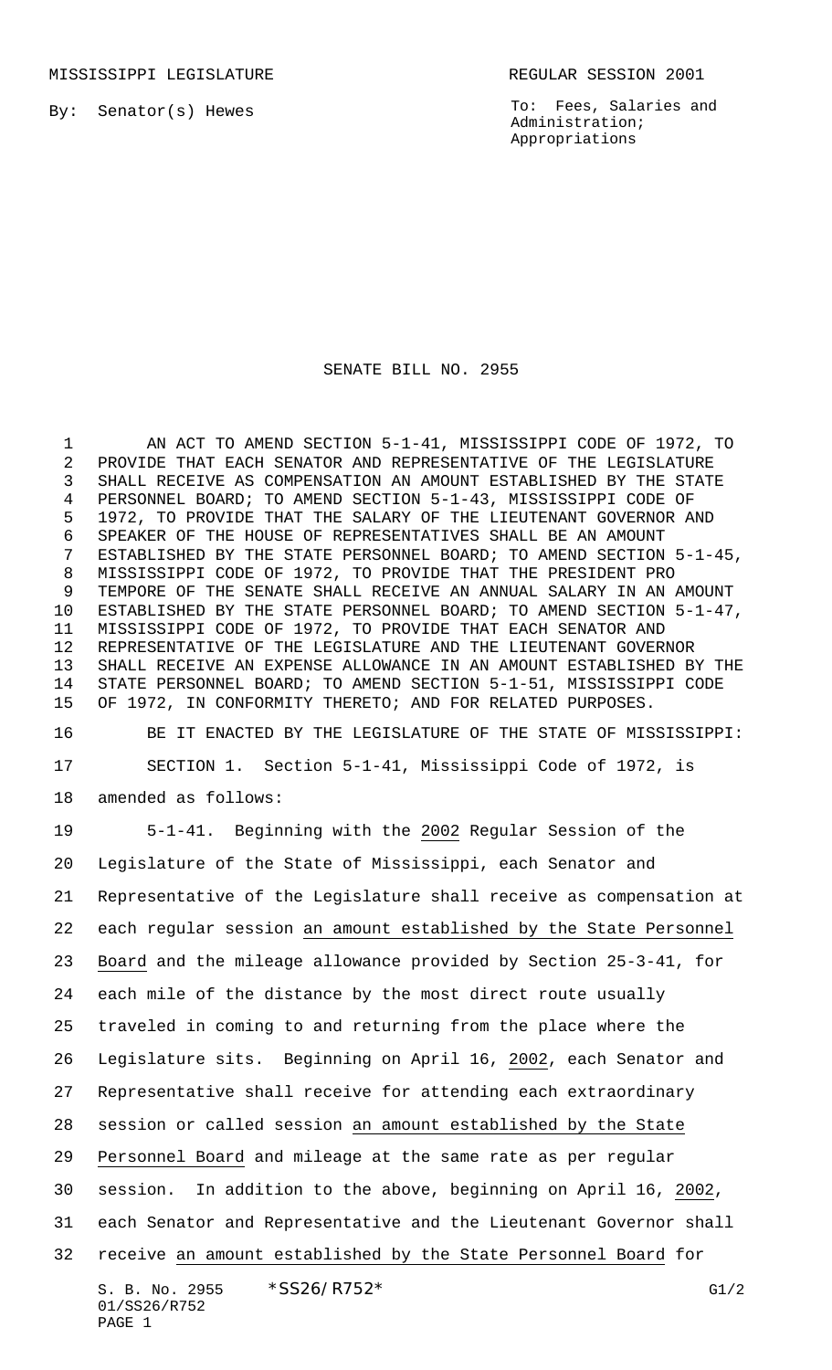MISSISSIPPI LEGISLATURE REGULAR SESSION 2001

By: Senator(s) Hewes

To: Fees, Salaries and Administration; Appropriations

# SENATE BILL NO. 2955

AN ACT TO AMEND SECTION 5-1-41, MISSISSIPPI CODE OF 1972, TO PROVIDE THAT EACH SENATOR AND REPRESENTATIVE OF THE LEGISLATURE SHALL RECEIVE AS COMPENSATION AN AMOUNT ESTABLISHED BY THE STATE PERSONNEL BOARD; TO AMEND SECTION 5-1-43, MISSISSIPPI CODE OF 1972, TO PROVIDE THAT THE SALARY OF THE LIEUTENANT GOVERNOR AND SPEAKER OF THE HOUSE OF REPRESENTATIVES SHALL BE AN AMOUNT ESTABLISHED BY THE STATE PERSONNEL BOARD; TO AMEND SECTION 5-1-45, MISSISSIPPI CODE OF 1972, TO PROVIDE THAT THE PRESIDENT PRO TEMPORE OF THE SENATE SHALL RECEIVE AN ANNUAL SALARY IN AN AMOUNT ESTABLISHED BY THE STATE PERSONNEL BOARD; TO AMEND SECTION 5-1-47, MISSISSIPPI CODE OF 1972, TO PROVIDE THAT EACH SENATOR AND REPRESENTATIVE OF THE LEGISLATURE AND THE LIEUTENANT GOVERNOR SHALL RECEIVE AN EXPENSE ALLOWANCE IN AN AMOUNT ESTABLISHED BY THE STATE PERSONNEL BOARD; TO AMEND SECTION 5-1-51, MISSISSIPPI CODE OF 1972, IN CONFORMITY THERETO; AND FOR RELATED PURPOSES.

BE IT ENACTED BY THE LEGISLATURE OF THE STATE OF MISSISSIPPI:

SECTION 1. Section 5-1-41, Mississippi Code of 1972, is amended as follows:

5-1-41. Beginning with the 2002 Regular Session of the Legislature of the State of Mississippi, each Senator and Representative of the Legislature shall receive as compensation at each regular session an amount established by the State Personnel Board and the mileage allowance provided by Section 25-3-41, for each mile of the distance by the most direct route usually traveled in coming to and returning from the place where the Legislature sits. Beginning on April 16, 2002, each Senator and Representative shall receive for attending each extraordinary session or called session an amount established by the State Personnel Board and mileage at the same rate as per regular session. In addition to the above, beginning on April 16, 2002, each Senator and Representative and the Lieutenant Governor shall receive an amount established by the State Personnel Board for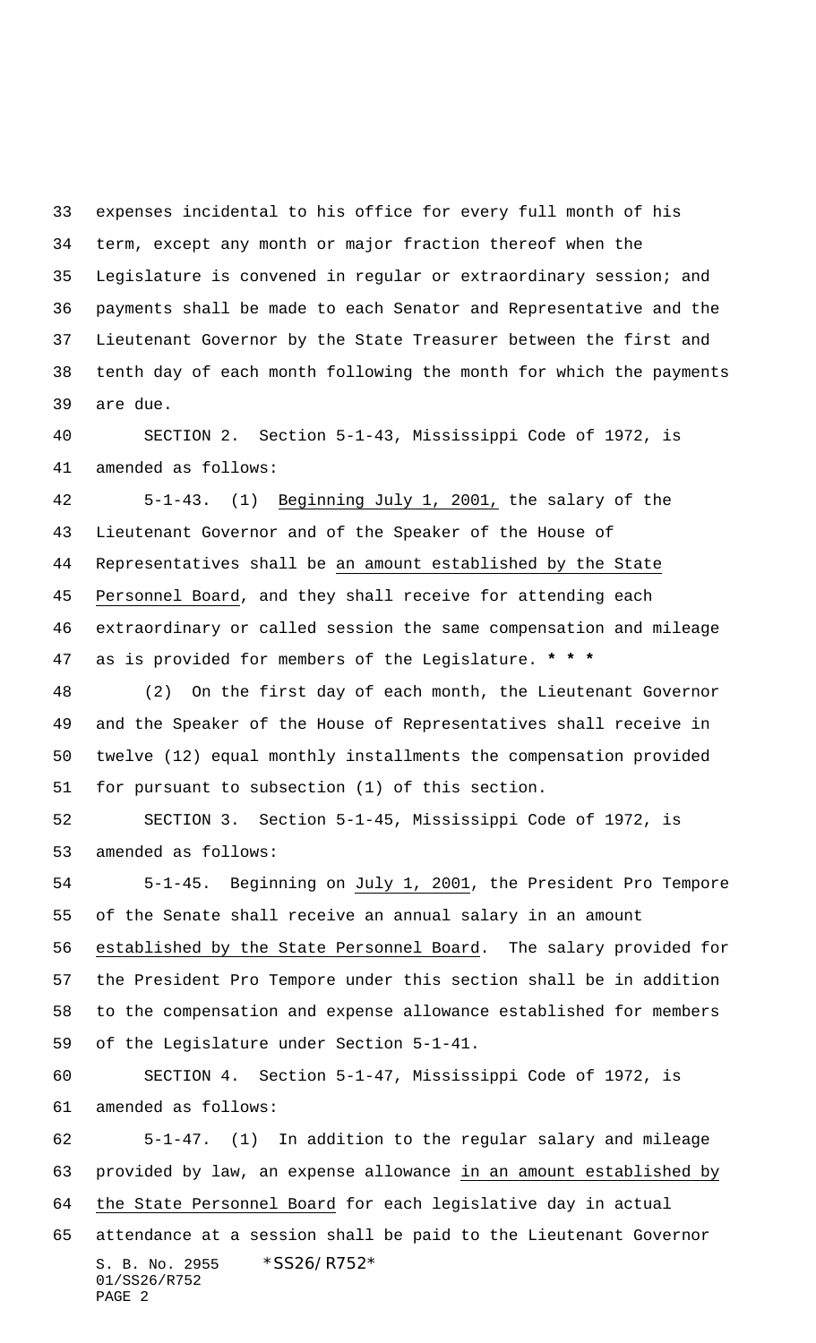expenses incidental to his office for every full month of his term, except any month or major fraction thereof when the Legislature is convened in regular or extraordinary session; and payments shall be made to each Senator and Representative and the Lieutenant Governor by the State Treasurer between the first and tenth day of each month following the month for which the payments are due.

SECTION 2. Section 5-1-43, Mississippi Code of 1972, is amended as follows:

5-1-43. (1) Beginning July 1, 2001, the salary of the Lieutenant Governor and of the Speaker of the House of Representatives shall be an amount established by the State Personnel Board, and they shall receive for attending each extraordinary or called session the same compensation and mileage as is provided for members of the Legislature. **\* \* \***

(2) On the first day of each month, the Lieutenant Governor and the Speaker of the House of Representatives shall receive in twelve (12) equal monthly installments the compensation provided for pursuant to subsection (1) of this section.

SECTION 3. Section 5-1-45, Mississippi Code of 1972, is amended as follows:

5-1-45. Beginning on July 1, 2001, the President Pro Tempore of the Senate shall receive an annual salary in an amount established by the State Personnel Board. The salary provided for the President Pro Tempore under this section shall be in addition to the compensation and expense allowance established for members of the Legislature under Section 5-1-41.

SECTION 4. Section 5-1-47, Mississippi Code of 1972, is amended as follows:

5-1-47. (1) In addition to the regular salary and mileage provided by law, an expense allowance in an amount established by the State Personnel Board for each legislative day in actual attendance at a session shall be paid to the Lieutenant Governor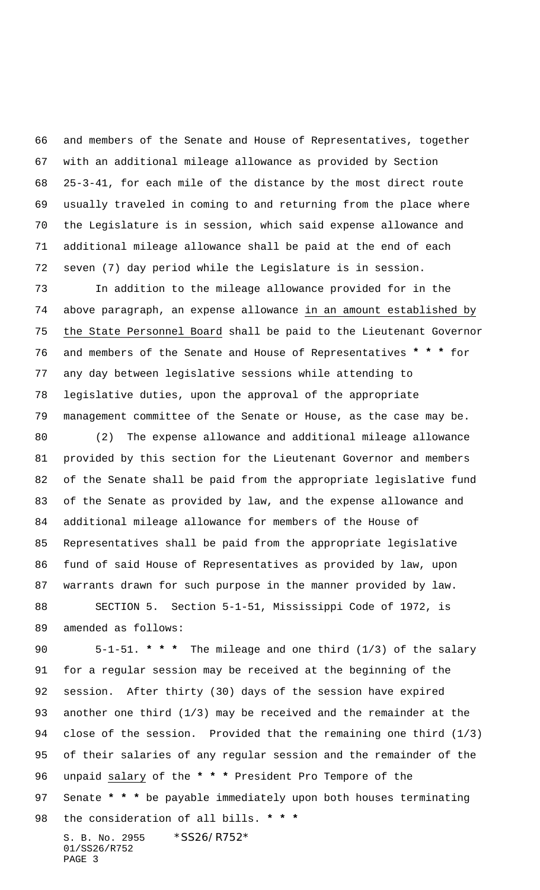and members of the Senate and House of Representatives, together with an additional mileage allowance as provided by Section 25-3-41, for each mile of the distance by the most direct route usually traveled in coming to and returning from the place where the Legislature is in session, which said expense allowance and additional mileage allowance shall be paid at the end of each seven (7) day period while the Legislature is in session.

In addition to the mileage allowance provided for in the above paragraph, an expense allowance <u>in an amount established by the State Personnel Board</u> shall be paid to the Lieutenant Governor and members of the Senate and House of Representatives **\* \* \*** for any day between legislative sessions while attending to legislative duties, upon the approval of the appropriate management committee of the Senate or House, as the case may be.

(2) The expense allowance and additional mileage allowance provided by this section for the Lieutenant Governor and members of the Senate shall be paid from the appropriate legislative fund of the Senate as provided by law, and the expense allowance and additional mileage allowance for members of the House of Representatives shall be paid from the appropriate legislative fund of said House of Representatives as provided by law, upon warrants drawn for such purpose in the manner provided by law.

SECTION 5. Section 5-1-51, Mississippi Code of 1972, is amended as follows:

5-1-51. **\* \* \*** The mileage and one third (1/3) of the salary for a regular session may be received at the beginning of the session. After thirty (30) days of the session have expired another one third (1/3) may be received and the remainder at the close of the session. Provided that the remaining one third (1/3) of their salaries of any regular session and the remainder of the unpaid <u>salary</u> of the **\* \* \*** President Pro Tempore of the Senate **\* \* \*** be payable immediately upon both houses terminating the consideration of all bills. **\* \* \***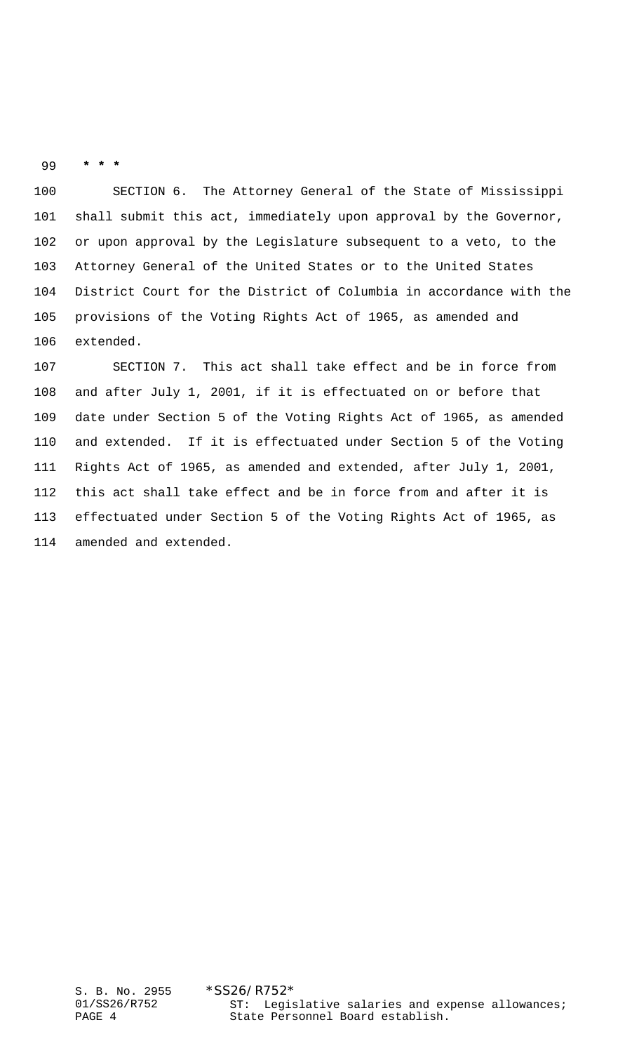* * *

SECTION 6. The Attorney General of the State of Mississippi shall submit this act, immediately upon approval by the Governor, or upon approval by the Legislature subsequent to a veto, to the Attorney General of the United States or to the United States District Court for the District of Columbia in accordance with the provisions of the Voting Rights Act of 1965, as amended and extended.

SECTION 7. This act shall take effect and be in force from and after July 1, 2001, if it is effectuated on or before that date under Section 5 of the Voting Rights Act of 1965, as amended and extended. If it is effectuated under Section 5 of the Voting Rights Act of 1965, as amended and extended, after July 1, 2001, this act shall take effect and be in force from and after it is effectuated under Section 5 of the Voting Rights Act of 1965, as amended and extended.